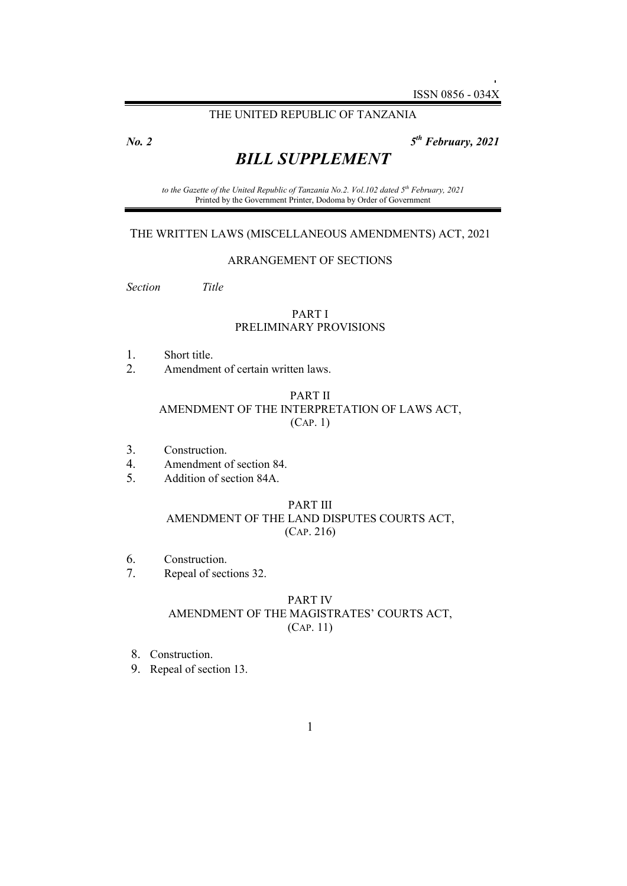ISSN 0856 - 034X

THE UNITED REPUBLIC OF TANZANIA

***No. 2*** ***5th February, 2021***

# *BILL SUPPLEMENT*

*to the Gazette of the United Republic of Tanzania No.2. Vol.102 dated 5th February, 2021*
Printed by the Government Printer, Dodoma by Order of Government

## THE WRITTEN LAWS (MISCELLANEOUS AMENDMENTS) ACT, 2021

### ARRANGEMENT OF SECTIONS

*Section* *Title*

### PART I
### PRELIMINARY PROVISIONS

1. Short title.
2. Amendment of certain written laws.

### PART II
### AMENDMENT OF THE INTERPRETATION OF LAWS ACT, (CAP. 1)

3. Construction.
4. Amendment of section 84.
5. Addition of section 84A.

### PART III
### AMENDMENT OF THE LAND DISPUTES COURTS ACT, (CAP. 216)

6. Construction.
7. Repeal of sections 32.

### PART IV
### AMENDMENT OF THE MAGISTRATES' COURTS ACT, (CAP. 11)

8. Construction.
9. Repeal of section 13.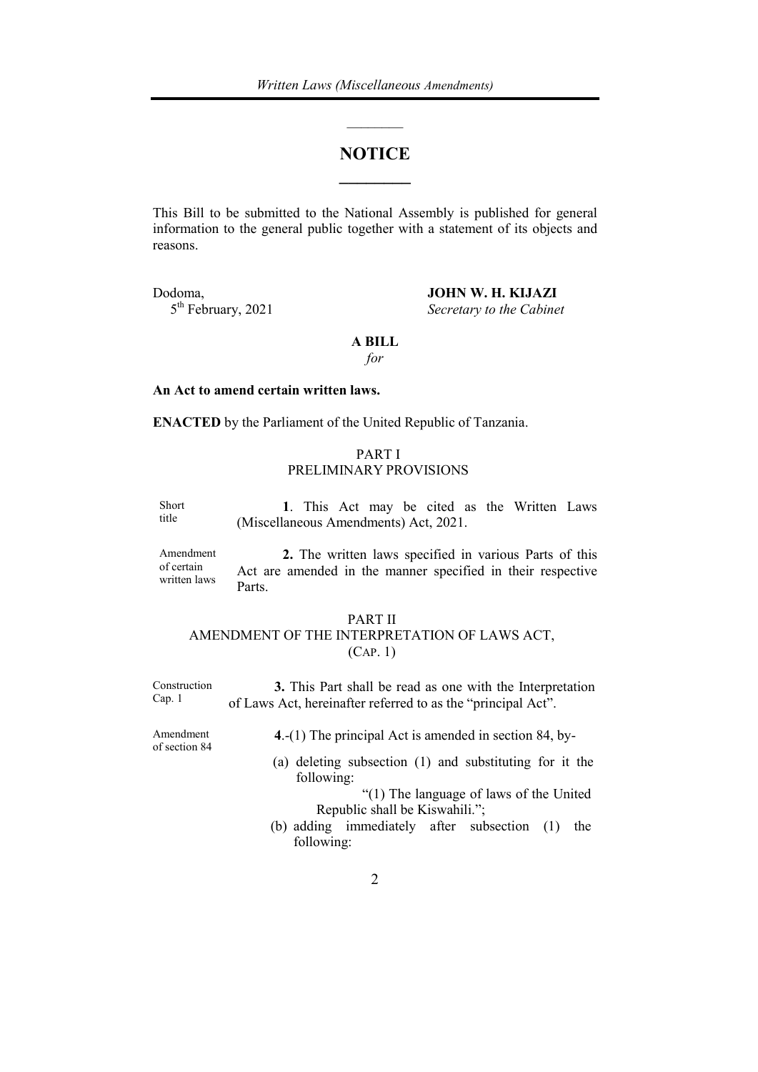# NOTICE

This Bill to be submitted to the National Assembly is published for general information to the general public together with a statement of its objects and reasons.

Dodoma,
5th February, 2021

**JOHN W. H. KIJAZI**
*Secretary to the Cabinet*

**A BILL**
*for*

**An Act to amend certain written laws.**

**ENACTED** by the Parliament of the United Republic of Tanzania.

PART I
PRELIMINARY PROVISIONS

Short title

**1**. This Act may be cited as the Written Laws (Miscellaneous Amendments) Act, 2021.

Amendment of certain written laws

**2.** The written laws specified in various Parts of this Act are amended in the manner specified in their respective Parts.

PART II
AMENDMENT OF THE INTERPRETATION OF LAWS ACT,
(CAP. 1)

Construction Cap. 1

**3.** This Part shall be read as one with the Interpretation of Laws Act, hereinafter referred to as the "principal Act".

Amendment of section 84

**4**.-(1) The principal Act is amended in section 84, by-

(a) deleting subsection (1) and substituting for it the following:

"(1) The language of laws of the United Republic shall be Kiswahili.";

(b) adding immediately after subsection (1) the following: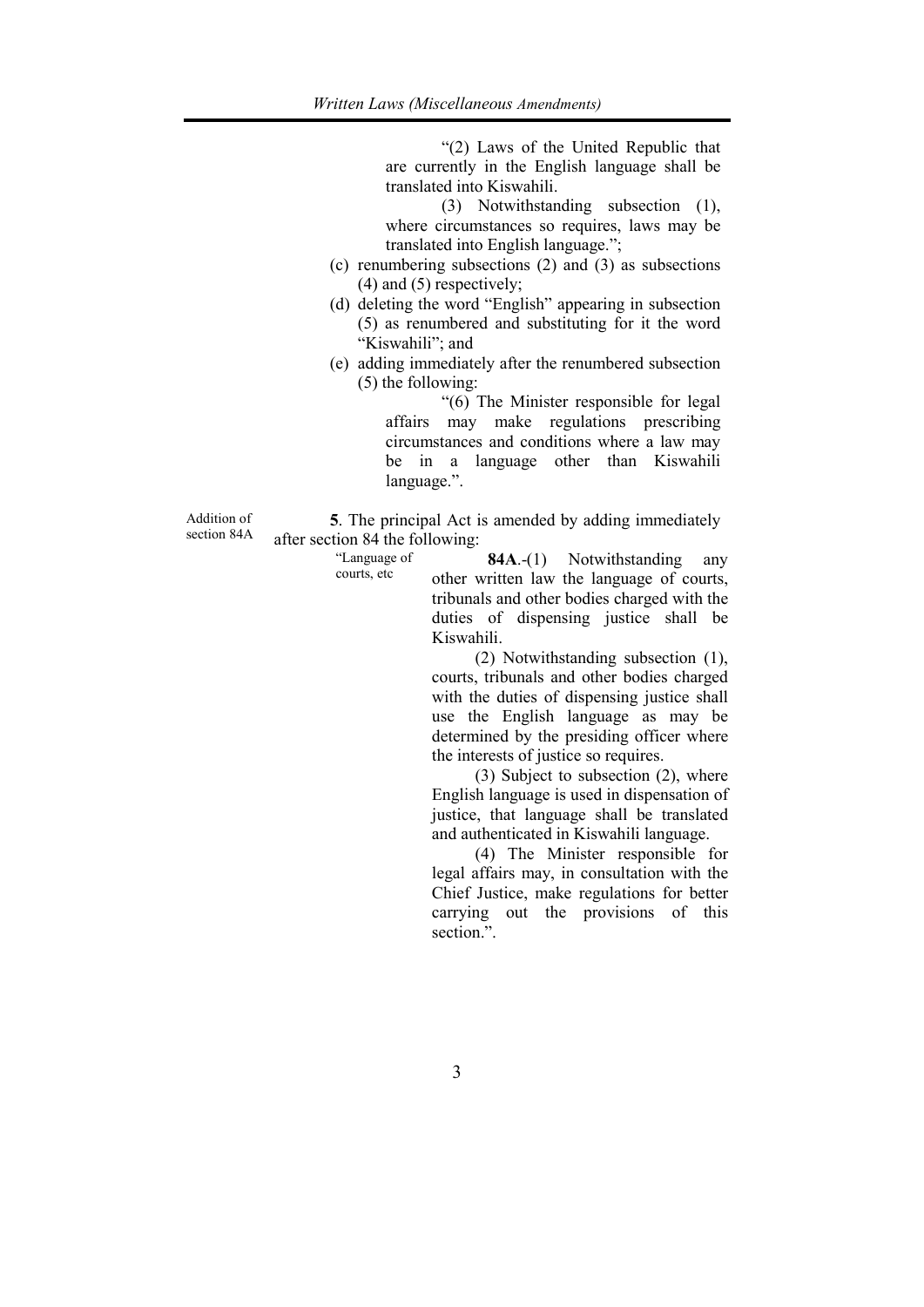"(2) Laws of the United Republic that are currently in the English language shall be translated into Kiswahili.

(3) Notwithstanding subsection (1), where circumstances so requires, laws may be translated into English language.";

(c) renumbering subsections (2) and (3) as subsections (4) and (5) respectively;

(d) deleting the word "English" appearing in subsection (5) as renumbered and substituting for it the word "Kiswahili"; and

(e) adding immediately after the renumbered subsection (5) the following:

"(6) The Minister responsible for legal affairs may make regulations prescribing circumstances and conditions where a law may be in a language other than Kiswahili language.".

*Addition of section 84A*

**5**. The principal Act is amended by adding immediately after section 84 the following:

*"Language of courts, etc*

**84A**.-(1) Notwithstanding any other written law the language of courts, tribunals and other bodies charged with the duties of dispensing justice shall be Kiswahili.

(2) Notwithstanding subsection (1), courts, tribunals and other bodies charged with the duties of dispensing justice shall use the English language as may be determined by the presiding officer where the interests of justice so requires.

(3) Subject to subsection (2), where English language is used in dispensation of justice, that language shall be translated and authenticated in Kiswahili language.

(4) The Minister responsible for legal affairs may, in consultation with the Chief Justice, make regulations for better carrying out the provisions of this section.".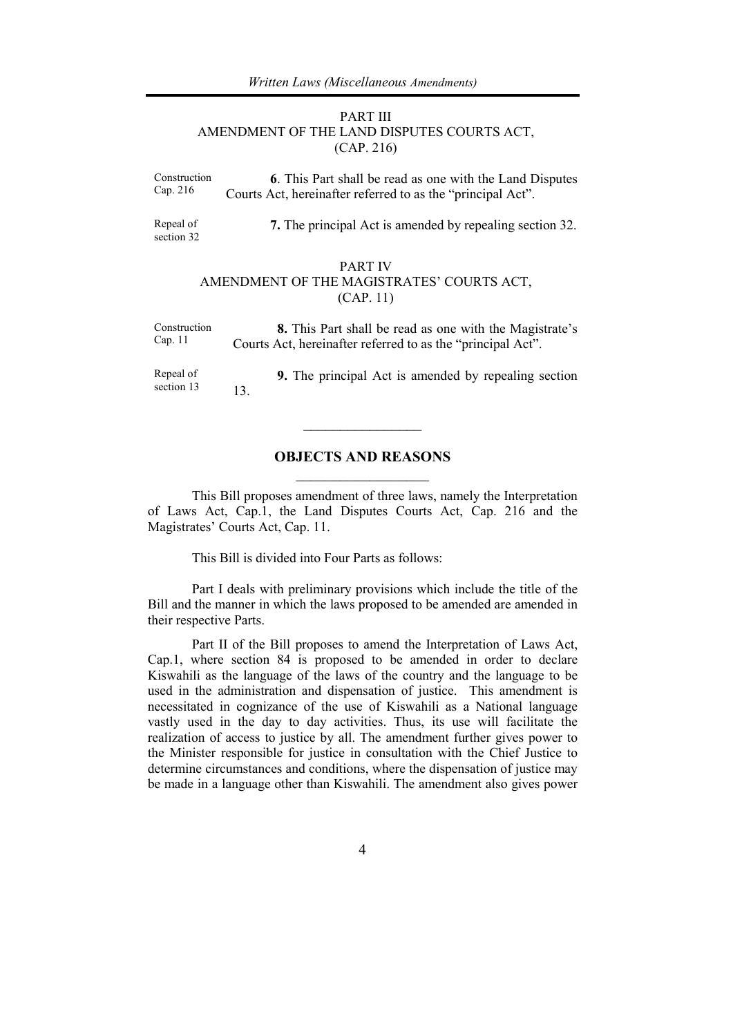## PART III
## AMENDMENT OF THE LAND DISPUTES COURTS ACT, (CAP. 216)

Construction Cap. 216

**6**. This Part shall be read as one with the Land Disputes Courts Act, hereinafter referred to as the "principal Act".

Repeal of section 32

**7.** The principal Act is amended by repealing section 32.

## PART IV
## AMENDMENT OF THE MAGISTRATES' COURTS ACT, (CAP. 11)

Construction Cap. 11

**8.** This Part shall be read as one with the Magistrate's Courts Act, hereinafter referred to as the "principal Act".

Repeal of section 13

**9.** The principal Act is amended by repealing section 13.

---

## OBJECTS AND REASONS

---

This Bill proposes amendment of three laws, namely the Interpretation of Laws Act, Cap.1, the Land Disputes Courts Act, Cap. 216 and the Magistrates' Courts Act, Cap. 11.

This Bill is divided into Four Parts as follows:

Part I deals with preliminary provisions which include the title of the Bill and the manner in which the laws proposed to be amended are amended in their respective Parts.

Part II of the Bill proposes to amend the Interpretation of Laws Act, Cap.1, where section 84 is proposed to be amended in order to declare Kiswahili as the language of the laws of the country and the language to be used in the administration and dispensation of justice. This amendment is necessitated in cognizance of the use of Kiswahili as a National language vastly used in the day to day activities. Thus, its use will facilitate the realization of access to justice by all. The amendment further gives power to the Minister responsible for justice in consultation with the Chief Justice to determine circumstances and conditions, where the dispensation of justice may be made in a language other than Kiswahili. The amendment also gives power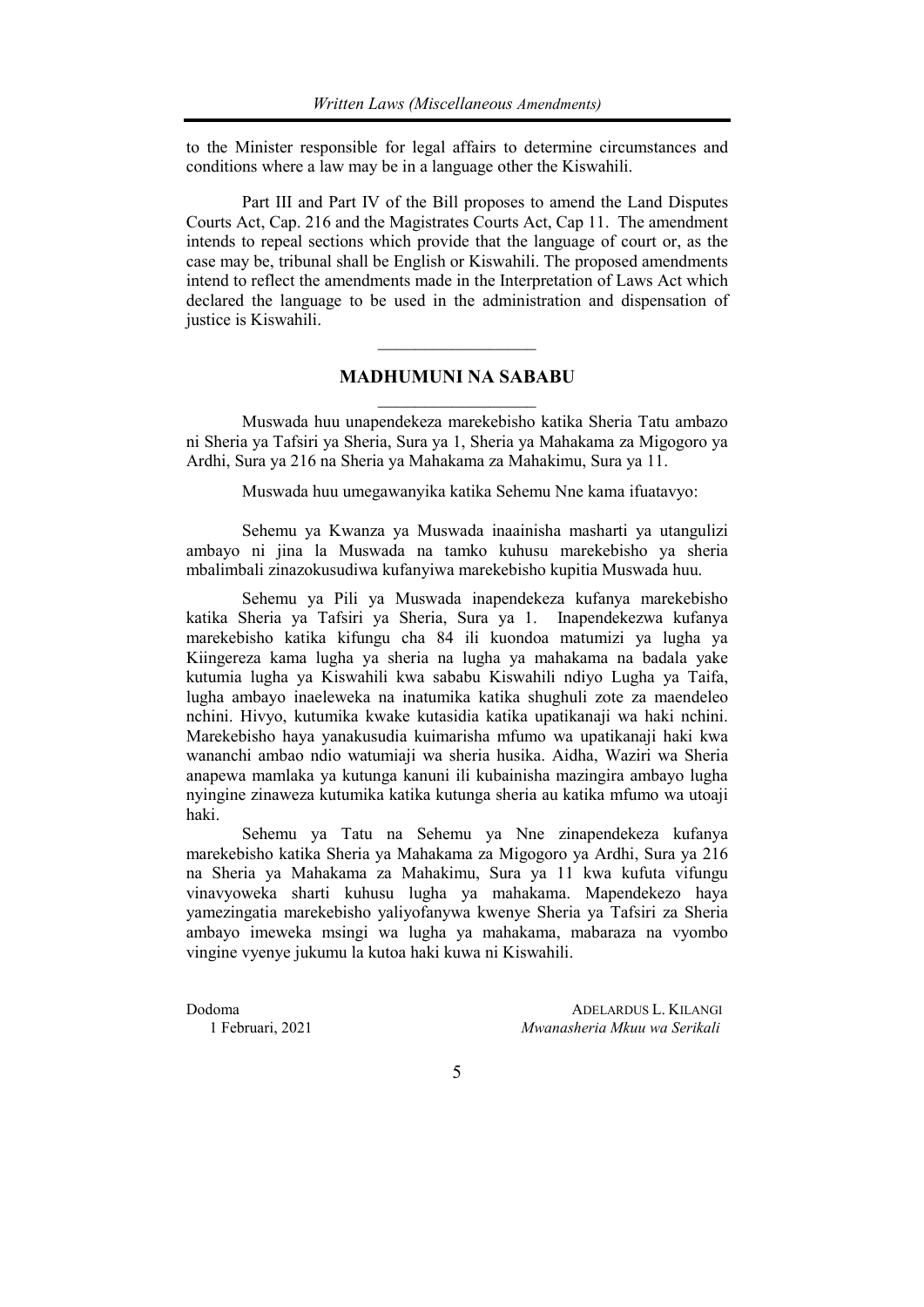to the Minister responsible for legal affairs to determine circumstances and conditions where a law may be in a language other the Kiswahili.

Part III and Part IV of the Bill proposes to amend the Land Disputes Courts Act, Cap. 216 and the Magistrates Courts Act, Cap 11. The amendment intends to repeal sections which provide that the language of court or, as the case may be, tribunal shall be English or Kiswahili. The proposed amendments intend to reflect the amendments made in the Interpretation of Laws Act which declared the language to be used in the administration and dispensation of justice is Kiswahili.

---

## MADHUMUNI NA SABABU

---

Muswada huu unapendekeza marekebisho katika Sheria Tatu ambazo ni Sheria ya Tafsiri ya Sheria, Sura ya 1, Sheria ya Mahakama za Migogoro ya Ardhi, Sura ya 216 na Sheria ya Mahakama za Mahakimu, Sura ya 11.

Muswada huu umegawanyika katika Sehemu Nne kama ifuatavyo:

Sehemu ya Kwanza ya Muswada inaainisha masharti ya utangulizi ambayo ni jina la Muswada na tamko kuhusu marekebisho ya sheria mbalimbali zinazokusudiwa kufanyiwa marekebisho kupitia Muswada huu.

Sehemu ya Pili ya Muswada inapendekeza kufanya marekebisho katika Sheria ya Tafsiri ya Sheria, Sura ya 1. Inapendekezwa kufanya marekebisho katika kifungu cha 84 ili kuondoa matumizi ya lugha ya Kiingereza kama lugha ya sheria na lugha ya mahakama na badala yake kutumia lugha ya Kiswahili kwa sababu Kiswahili ndiyo Lugha ya Taifa, lugha ambayo inaeleweka na inatumika katika shughuli zote za maendeleo nchini. Hivyo, kutumika kwake kutasidia katika upatikanaji wa haki nchini. Marekebisho haya yanakusudia kuimarisha mfumo wa upatikanaji haki kwa wananchi ambao ndio watumiaji wa sheria husika. Aidha, Waziri wa Sheria anapewa mamlaka ya kutunga kanuni ili kubainisha mazingira ambayo lugha nyingine zinaweza kutumika katika kutunga sheria au katika mfumo wa utoaji haki.

Sehemu ya Tatu na Sehemu ya Nne zinapendekeza kufanya marekebisho katika Sheria ya Mahakama za Migogoro ya Ardhi, Sura ya 216 na Sheria ya Mahakama za Mahakimu, Sura ya 11 kwa kufuta vifungu vinavyoweka sharti kuhusu lugha ya mahakama. Mapendekezo haya yamezingatia marekebisho yaliyofanywa kwenye Sheria ya Tafsiri za Sheria ambayo imeweka msingi wa lugha ya mahakama, mabaraza na vyombo vingine vyenye jukumu la kutoa haki kuwa ni Kiswahili.

Dodoma
1 Februari, 2021

ADELARDUS L. KILANGI
*Mwanasheria Mkuu wa Serikali*